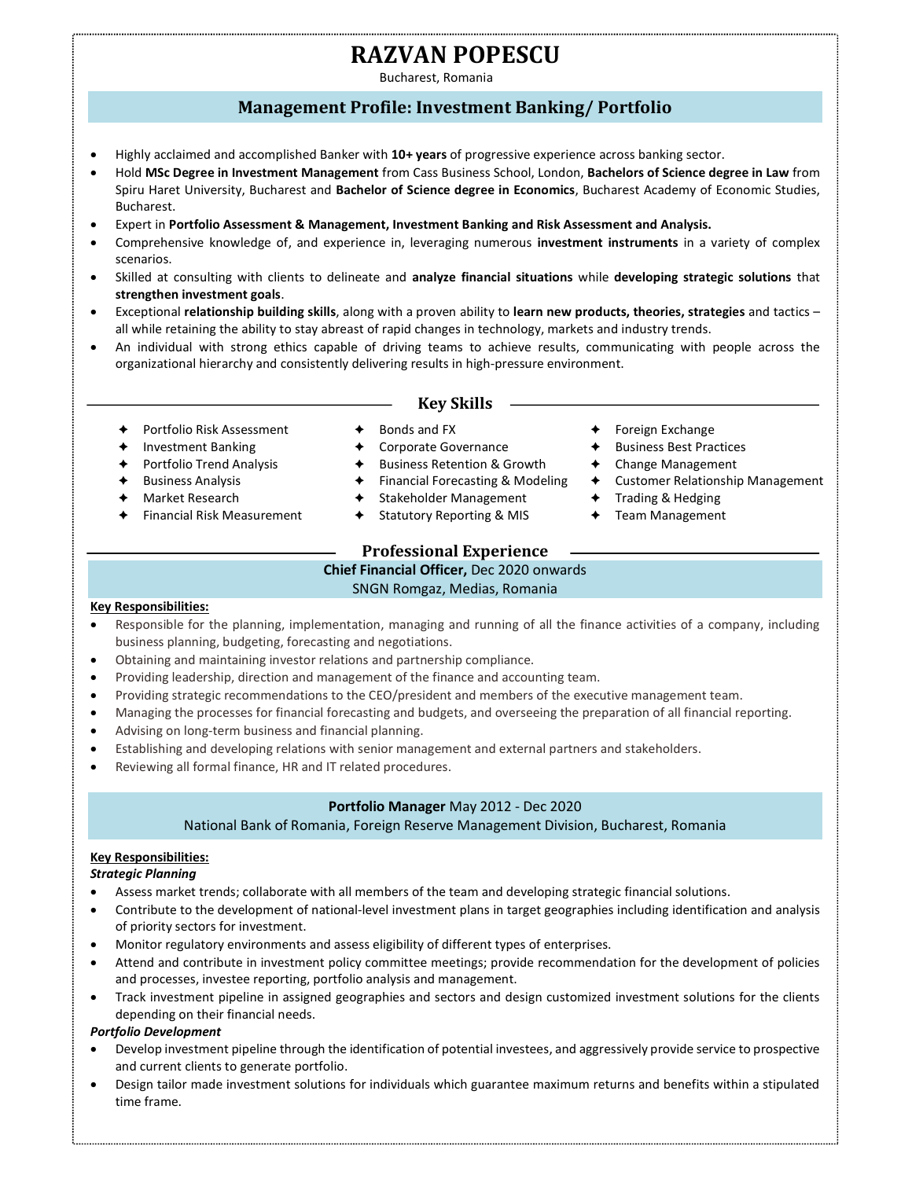# RAZVAN POPESCU

Bucharest, Romania

## Management Profile: Investment Banking/ Portfolio

- Highly acclaimed and accomplished Banker with **10+ years** of progressive experience across banking sector.
- Hold **MSc Degree in Investment Management** from Cass Business School, London, **Bachelors of Science degree in Law** from Spiru Haret University, Bucharest and **Bachelor of Science degree in Economics**, Bucharest Academy of Economic Studies, Bucharest.
- Expert in **Portfolio Assessment & Management, Investment Banking and Risk Assessment and Analysis.**
- Comprehensive knowledge of, and experience in, leveraging numerous **investment instruments** in a variety of complex scenarios.
- Skilled at consulting with clients to delineate and **analyze financial situations** while **developing strategic solutions** that **strengthen investment goals**.
- Exceptional **relationship building skills**, along with a proven ability to **learn new products, theories, strategies** and tactics – all while retaining the ability to stay abreast of rapid changes in technology, markets and industry trends.
- An individual with strong ethics capable of driving teams to achieve results, communicating with people across the organizational hierarchy and consistently delivering results in high-pressure environment.

## Key Skills

- Portfolio Risk Assessment
- Investment Banking
- Portfolio Trend Analysis
- Business Analysis
- Market Research
- Financial Risk Measurement
- Bonds and FX
- Corporate Governance
- Business Retention & Growth
- Financial Forecasting & Modeling
- Stakeholder Management
- Statutory Reporting & MIS
- Foreign Exchange
- Business Best Practices
- Change Management
- Customer Relationship Management
- Trading & Hedging
- Team Management

## Professional Experience

### **Chief Financial Officer,** Dec 2020 onwards
SNGN Romgaz, Medias, Romania

**Key Responsibilities:**

- Responsible for the planning, implementation, managing and running of all the finance activities of a company, including business planning, budgeting, forecasting and negotiations.
- Obtaining and maintaining investor relations and partnership compliance.
- Providing leadership, direction and management of the finance and accounting team.
- Providing strategic recommendations to the CEO/president and members of the executive management team.
- Managing the processes for financial forecasting and budgets, and overseeing the preparation of all financial reporting.
- Advising on long-term business and financial planning.
- Establishing and developing relations with senior management and external partners and stakeholders.
- Reviewing all formal finance, HR and IT related procedures.

### **Portfolio Manager** May 2012 - Dec 2020
National Bank of Romania, Foreign Reserve Management Division, Bucharest, Romania

**Key Responsibilities:**

***Strategic Planning***

- Assess market trends; collaborate with all members of the team and developing strategic financial solutions.
- Contribute to the development of national-level investment plans in target geographies including identification and analysis of priority sectors for investment.
- Monitor regulatory environments and assess eligibility of different types of enterprises.
- Attend and contribute in investment policy committee meetings; provide recommendation for the development of policies and processes, investee reporting, portfolio analysis and management.
- Track investment pipeline in assigned geographies and sectors and design customized investment solutions for the clients depending on their financial needs.

***Portfolio Development***

- Develop investment pipeline through the identification of potential investees, and aggressively provide service to prospective and current clients to generate portfolio.
- Design tailor made investment solutions for individuals which guarantee maximum returns and benefits within a stipulated time frame.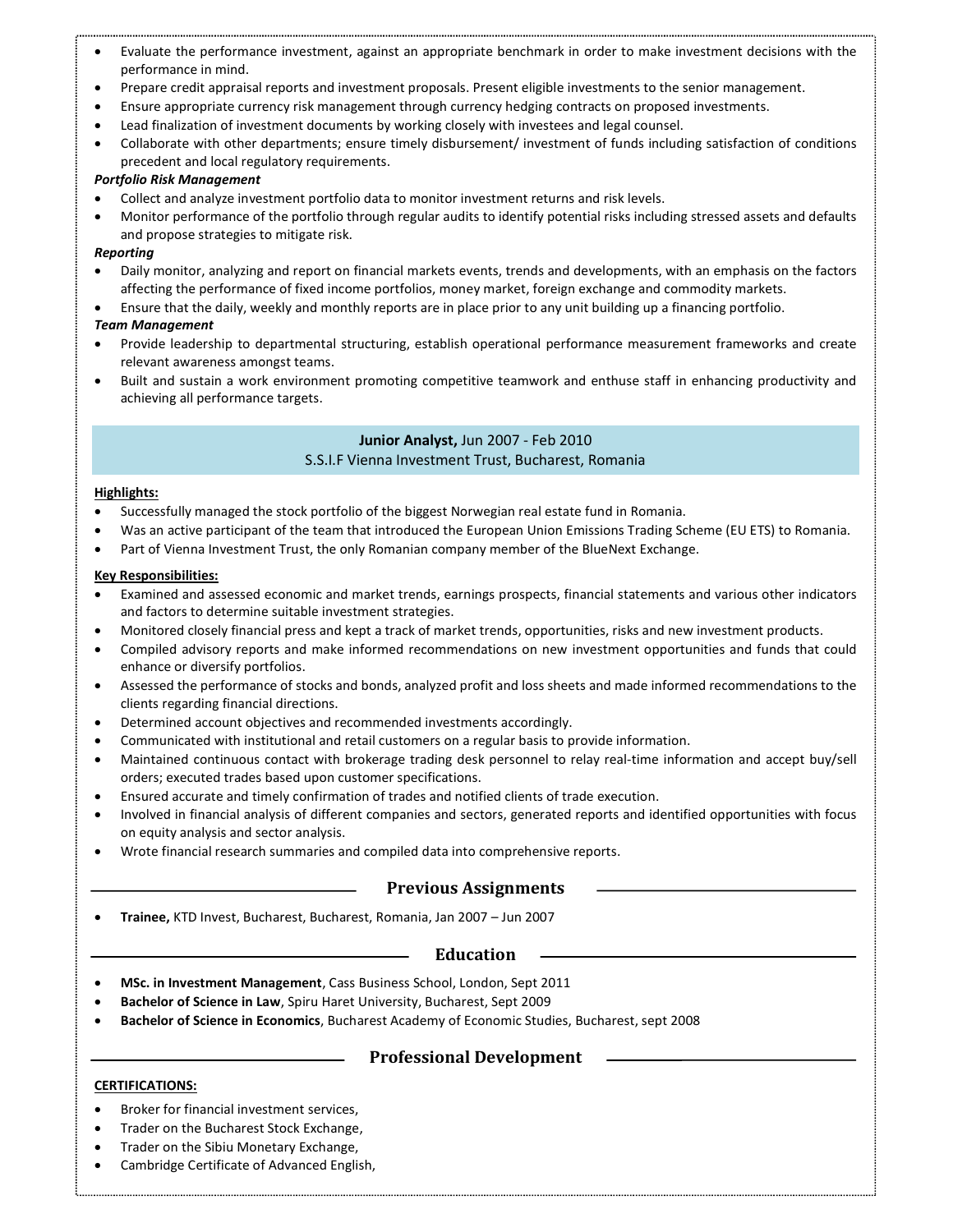- Evaluate the performance investment, against an appropriate benchmark in order to make investment decisions with the performance in mind.
- Prepare credit appraisal reports and investment proposals. Present eligible investments to the senior management.
- Ensure appropriate currency risk management through currency hedging contracts on proposed investments.
- Lead finalization of investment documents by working closely with investees and legal counsel.
- Collaborate with other departments; ensure timely disbursement/ investment of funds including satisfaction of conditions precedent and local regulatory requirements.

***Portfolio Risk Management***

- Collect and analyze investment portfolio data to monitor investment returns and risk levels.
- Monitor performance of the portfolio through regular audits to identify potential risks including stressed assets and defaults and propose strategies to mitigate risk.

***Reporting***

- Daily monitor, analyzing and report on financial markets events, trends and developments, with an emphasis on the factors affecting the performance of fixed income portfolios, money market, foreign exchange and commodity markets.
- Ensure that the daily, weekly and monthly reports are in place prior to any unit building up a financing portfolio.

***Team Management***

- Provide leadership to departmental structuring, establish operational performance measurement frameworks and create relevant awareness amongst teams.
- Built and sustain a work environment promoting competitive teamwork and enthuse staff in enhancing productivity and achieving all performance targets.

**Junior Analyst,** Jun 2007 - Feb 2010
S.S.I.F Vienna Investment Trust, Bucharest, Romania

**Highlights:**

- Successfully managed the stock portfolio of the biggest Norwegian real estate fund in Romania.
- Was an active participant of the team that introduced the European Union Emissions Trading Scheme (EU ETS) to Romania.
- Part of Vienna Investment Trust, the only Romanian company member of the BlueNext Exchange.

**Key Responsibilities:**

- Examined and assessed economic and market trends, earnings prospects, financial statements and various other indicators and factors to determine suitable investment strategies.
- Monitored closely financial press and kept a track of market trends, opportunities, risks and new investment products.
- Compiled advisory reports and make informed recommendations on new investment opportunities and funds that could enhance or diversify portfolios.
- Assessed the performance of stocks and bonds, analyzed profit and loss sheets and made informed recommendations to the clients regarding financial directions.
- Determined account objectives and recommended investments accordingly.
- Communicated with institutional and retail customers on a regular basis to provide information.
- Maintained continuous contact with brokerage trading desk personnel to relay real-time information and accept buy/sell orders; executed trades based upon customer specifications.
- Ensured accurate and timely confirmation of trades and notified clients of trade execution.
- Involved in financial analysis of different companies and sectors, generated reports and identified opportunities with focus on equity analysis and sector analysis.
- Wrote financial research summaries and compiled data into comprehensive reports.

## Previous Assignments

- **Trainee,** KTD Invest, Bucharest, Bucharest, Romania, Jan 2007 – Jun 2007

## Education

- **MSc. in Investment Management**, Cass Business School, London, Sept 2011
- **Bachelor of Science in Law**, Spiru Haret University, Bucharest, Sept 2009
- **Bachelor of Science in Economics**, Bucharest Academy of Economic Studies, Bucharest, sept 2008

## Professional Development

**CERTIFICATIONS:**

- Broker for financial investment services,
- Trader on the Bucharest Stock Exchange,
- Trader on the Sibiu Monetary Exchange,
- Cambridge Certificate of Advanced English,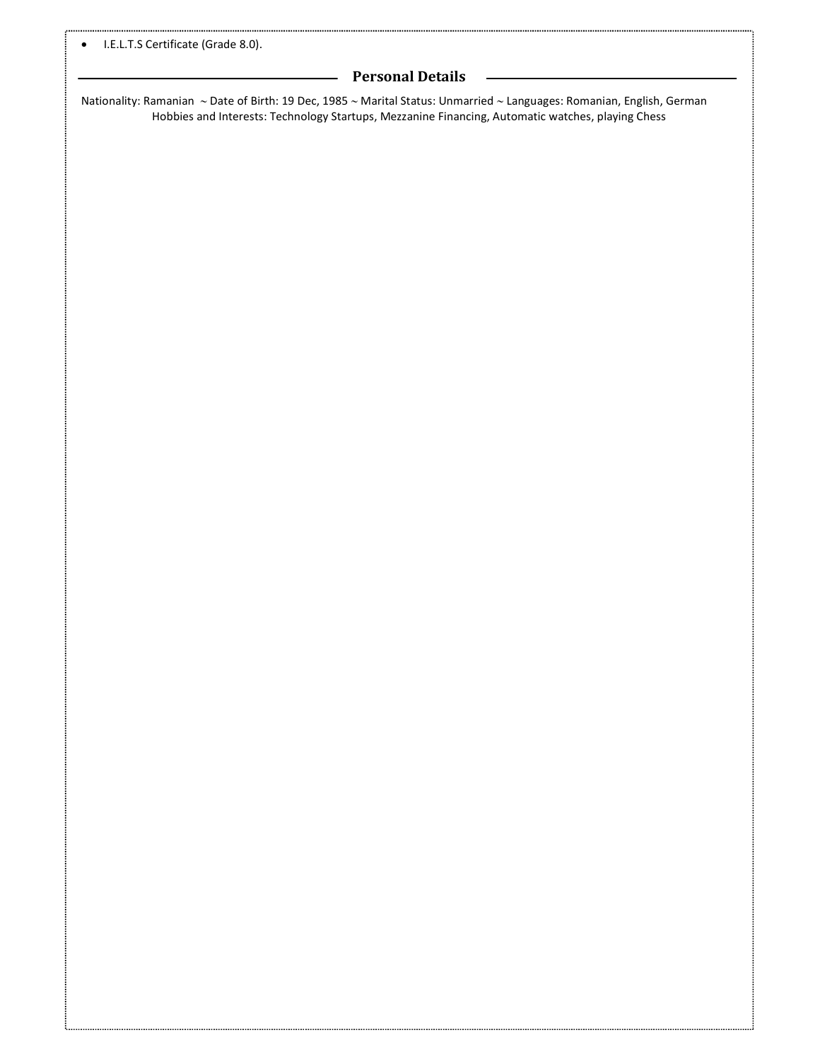- I.E.L.T.S Certificate (Grade 8.0).

## Personal Details

Nationality: Ramanian ~ Date of Birth: 19 Dec, 1985 ~ Marital Status: Unmarried ~ Languages: Romanian, English, German
Hobbies and Interests: Technology Startups, Mezzanine Financing, Automatic watches, playing Chess